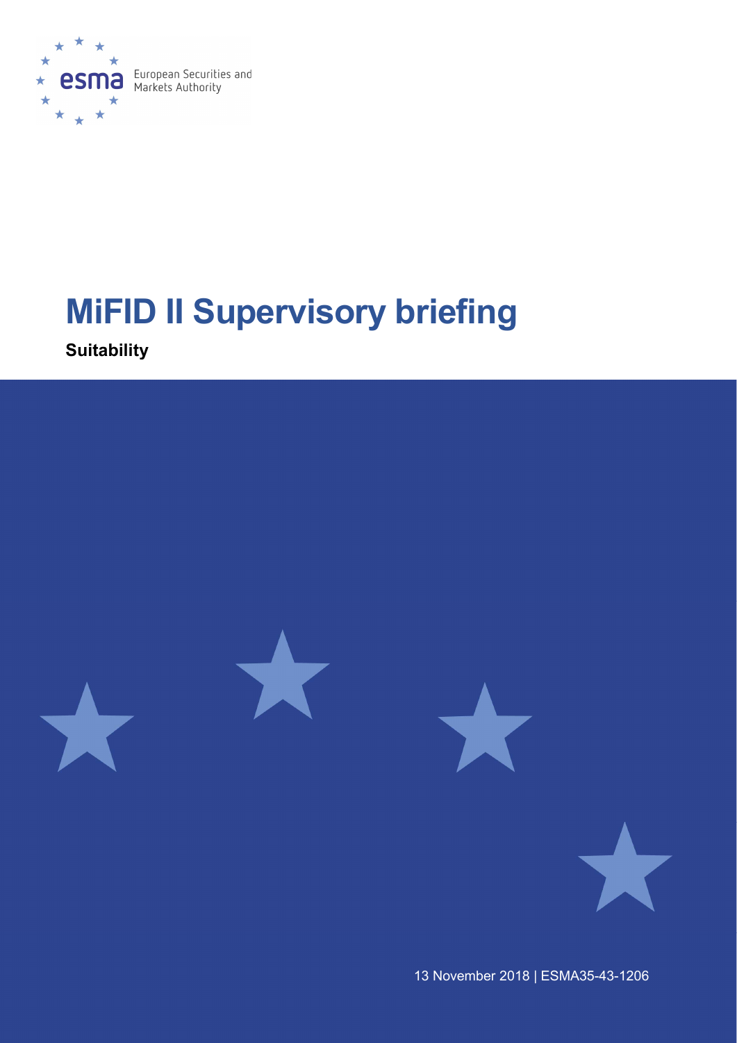European Securities and Markets Authority

# MiFID II Supervisory briefing

**Suitability**

13 November 2018 | ESMA35-43-1206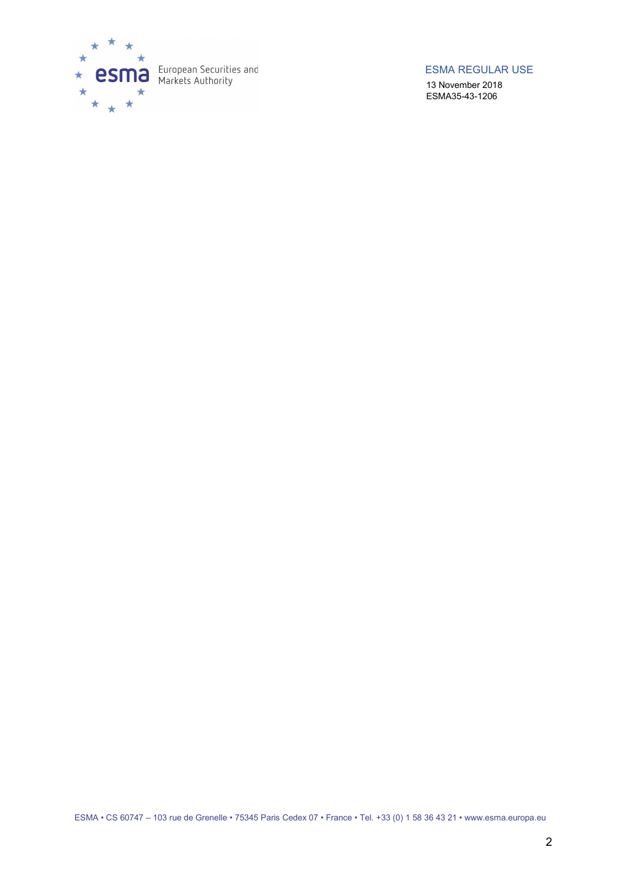ESMA REGULAR USE

13 November 2018

ESMA35-43-1206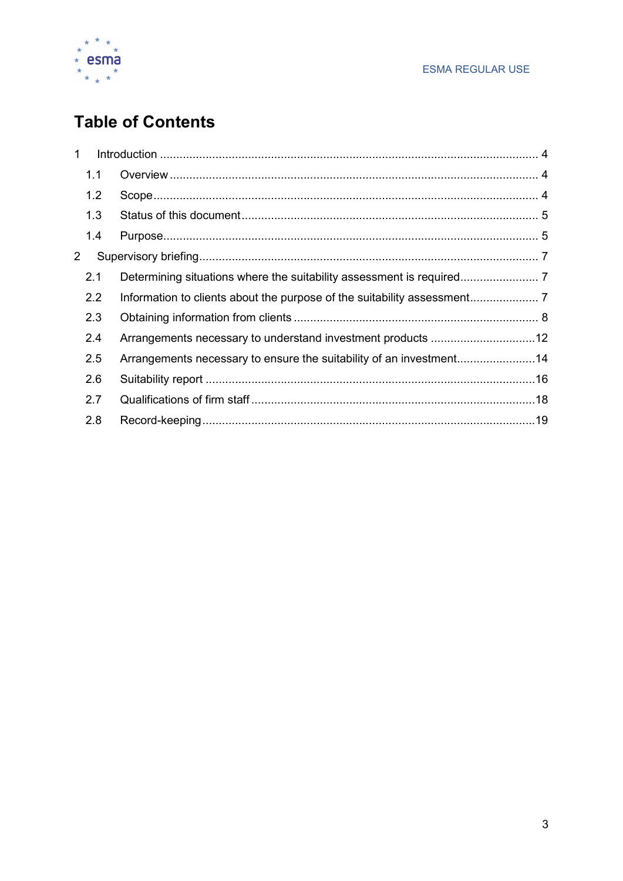# Table of Contents

1 Introduction ..... 4

- 1.1 Overview ..... 4
- 1.2 Scope ..... 4
- 1.3 Status of this document ..... 5
- 1.4 Purpose ..... 5

2 Supervisory briefing ..... 7

- 2.1 Determining situations where the suitability assessment is required ..... 7
- 2.2 Information to clients about the purpose of the suitability assessment ..... 7
- 2.3 Obtaining information from clients ..... 8
- 2.4 Arrangements necessary to understand investment products ..... 12
- 2.5 Arrangements necessary to ensure the suitability of an investment ..... 14
- 2.6 Suitability report ..... 16
- 2.7 Qualifications of firm staff ..... 18
- 2.8 Record-keeping ..... 19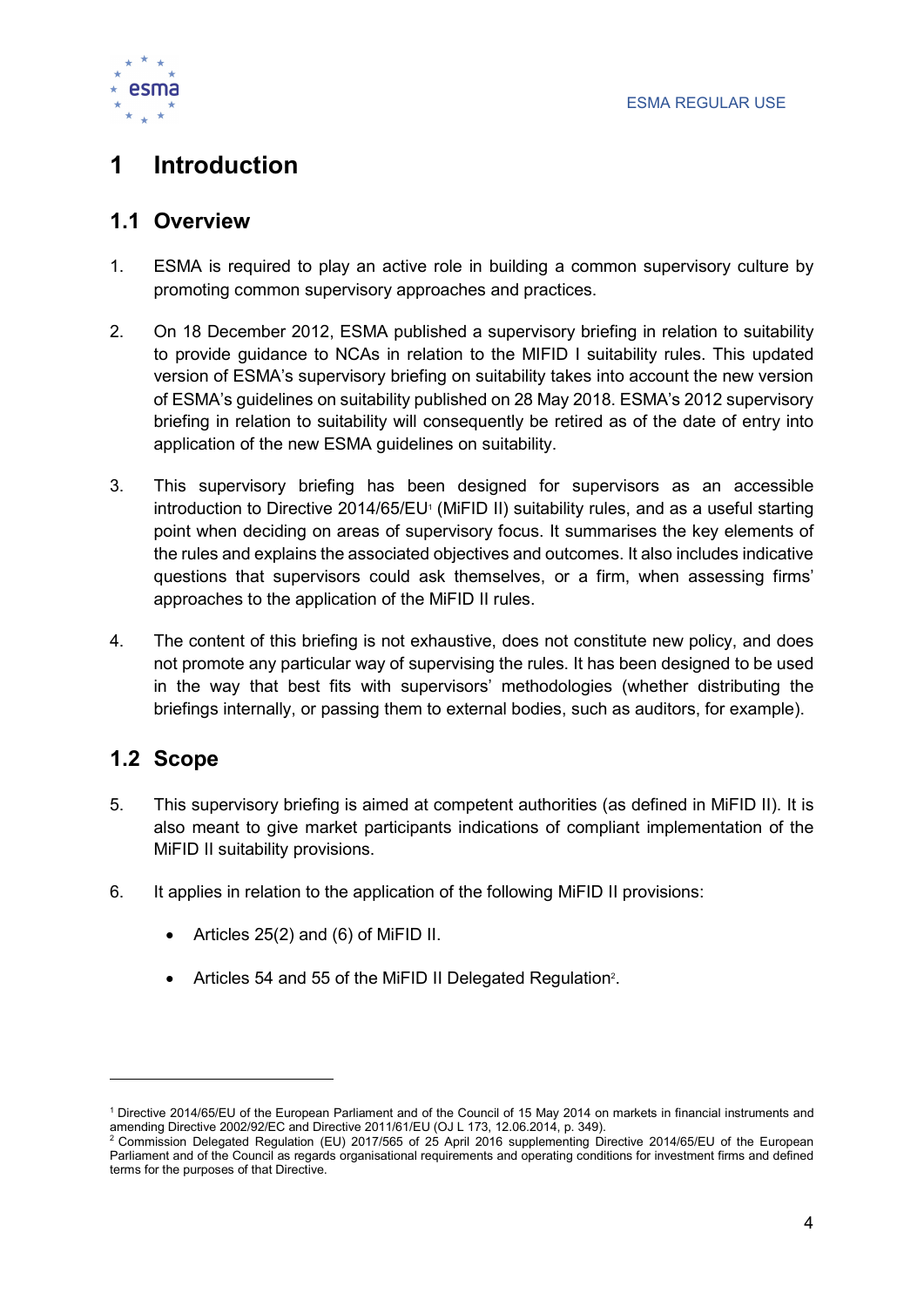# 1 Introduction

## 1.1 Overview

1. ESMA is required to play an active role in building a common supervisory culture by promoting common supervisory approaches and practices.

2. On 18 December 2012, ESMA published a supervisory briefing in relation to suitability to provide guidance to NCAs in relation to the MIFID I suitability rules. This updated version of ESMA's supervisory briefing on suitability takes into account the new version of ESMA's guidelines on suitability published on 28 May 2018. ESMA's 2012 supervisory briefing in relation to suitability will consequently be retired as of the date of entry into application of the new ESMA guidelines on suitability.

3. This supervisory briefing has been designed for supervisors as an accessible introduction to Directive 2014/65/EU[1] (MiFID II) suitability rules, and as a useful starting point when deciding on areas of supervisory focus. It summarises the key elements of the rules and explains the associated objectives and outcomes. It also includes indicative questions that supervisors could ask themselves, or a firm, when assessing firms' approaches to the application of the MiFID II rules.

4. The content of this briefing is not exhaustive, does not constitute new policy, and does not promote any particular way of supervising the rules. It has been designed to be used in the way that best fits with supervisors' methodologies (whether distributing the briefings internally, or passing them to external bodies, such as auditors, for example).

## 1.2 Scope

5. This supervisory briefing is aimed at competent authorities (as defined in MiFID II). It is also meant to give market participants indications of compliant implementation of the MiFID II suitability provisions.

6. It applies in relation to the application of the following MiFID II provisions:

   - Articles 25(2) and (6) of MiFID II.

   - Articles 54 and 55 of the MiFID II Delegated Regulation[2].

---

[1] Directive 2014/65/EU of the European Parliament and of the Council of 15 May 2014 on markets in financial instruments and amending Directive 2002/92/EC and Directive 2011/61/EU (OJ L 173, 12.06.2014, p. 349).

[2] Commission Delegated Regulation (EU) 2017/565 of 25 April 2016 supplementing Directive 2014/65/EU of the European Parliament and of the Council as regards organisational requirements and operating conditions for investment firms and defined terms for the purposes of that Directive.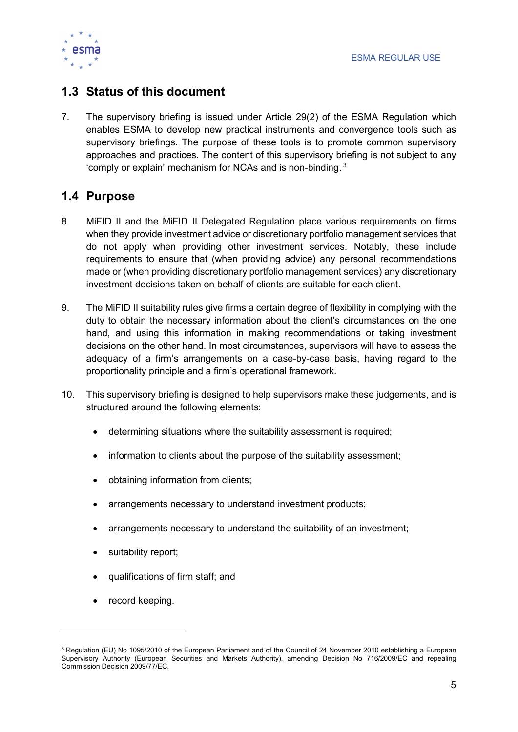## 1.3 Status of this document

7. The supervisory briefing is issued under Article 29(2) of the ESMA Regulation which enables ESMA to develop new practical instruments and convergence tools such as supervisory briefings. The purpose of these tools is to promote common supervisory approaches and practices. The content of this supervisory briefing is not subject to any 'comply or explain' mechanism for NCAs and is non-binding. [3]

## 1.4 Purpose

8. MiFID II and the MiFID II Delegated Regulation place various requirements on firms when they provide investment advice or discretionary portfolio management services that do not apply when providing other investment services. Notably, these include requirements to ensure that (when providing advice) any personal recommendations made or (when providing discretionary portfolio management services) any discretionary investment decisions taken on behalf of clients are suitable for each client.

9. The MiFID II suitability rules give firms a certain degree of flexibility in complying with the duty to obtain the necessary information about the client's circumstances on the one hand, and using this information in making recommendations or taking investment decisions on the other hand. In most circumstances, supervisors will have to assess the adequacy of a firm's arrangements on a case-by-case basis, having regard to the proportionality principle and a firm's operational framework.

10. This supervisory briefing is designed to help supervisors make these judgements, and is structured around the following elements:

    - determining situations where the suitability assessment is required;
    - information to clients about the purpose of the suitability assessment;
    - obtaining information from clients;
    - arrangements necessary to understand investment products;
    - arrangements necessary to understand the suitability of an investment;
    - suitability report;
    - qualifications of firm staff; and
    - record keeping.

---

[3] Regulation (EU) No 1095/2010 of the European Parliament and of the Council of 24 November 2010 establishing a European Supervisory Authority (European Securities and Markets Authority), amending Decision No 716/2009/EC and repealing Commission Decision 2009/77/EC.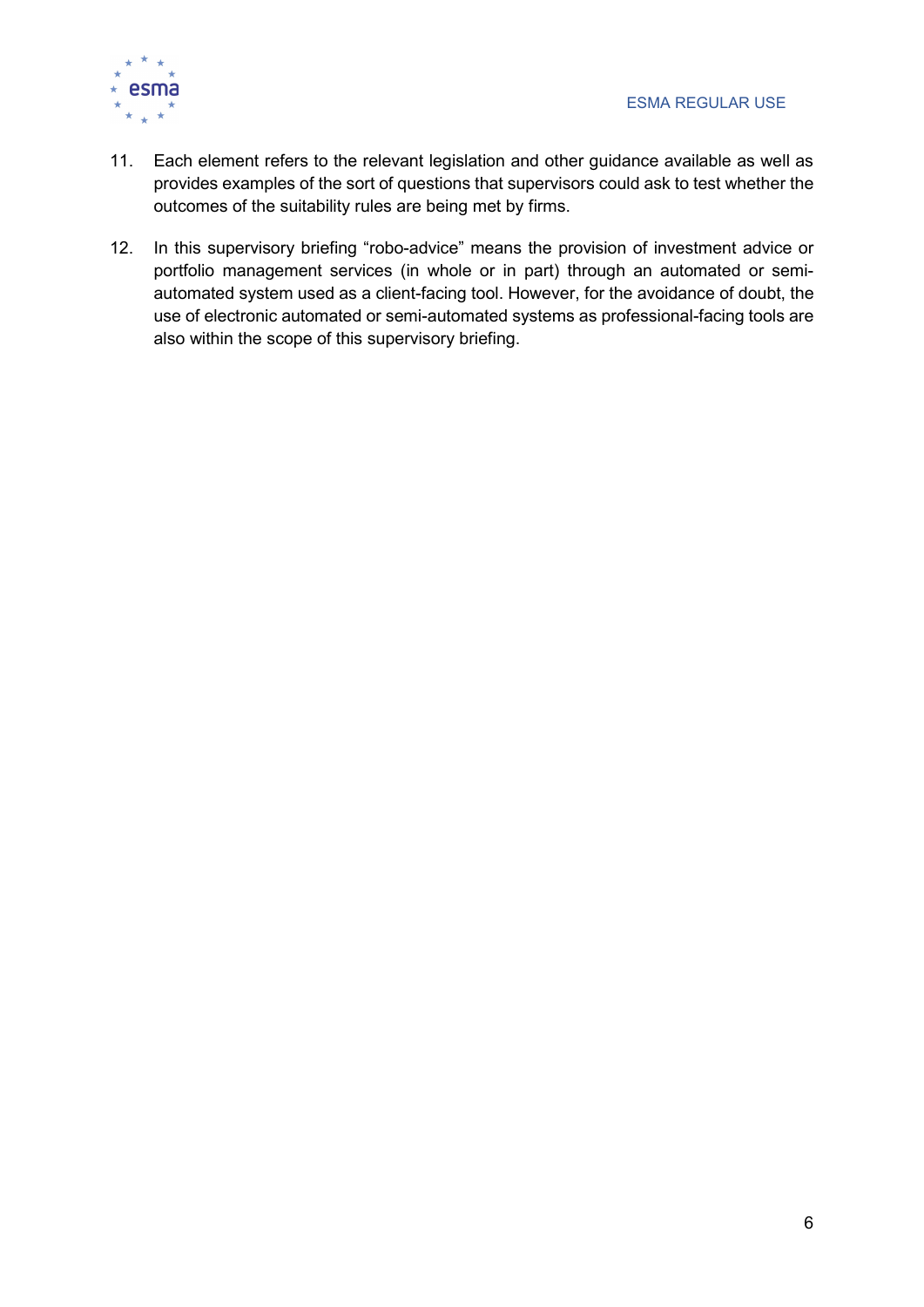11. Each element refers to the relevant legislation and other guidance available as well as provides examples of the sort of questions that supervisors could ask to test whether the outcomes of the suitability rules are being met by firms.

12. In this supervisory briefing "robo-advice" means the provision of investment advice or portfolio management services (in whole or in part) through an automated or semi-automated system used as a client-facing tool. However, for the avoidance of doubt, the use of electronic automated or semi-automated systems as professional-facing tools are also within the scope of this supervisory briefing.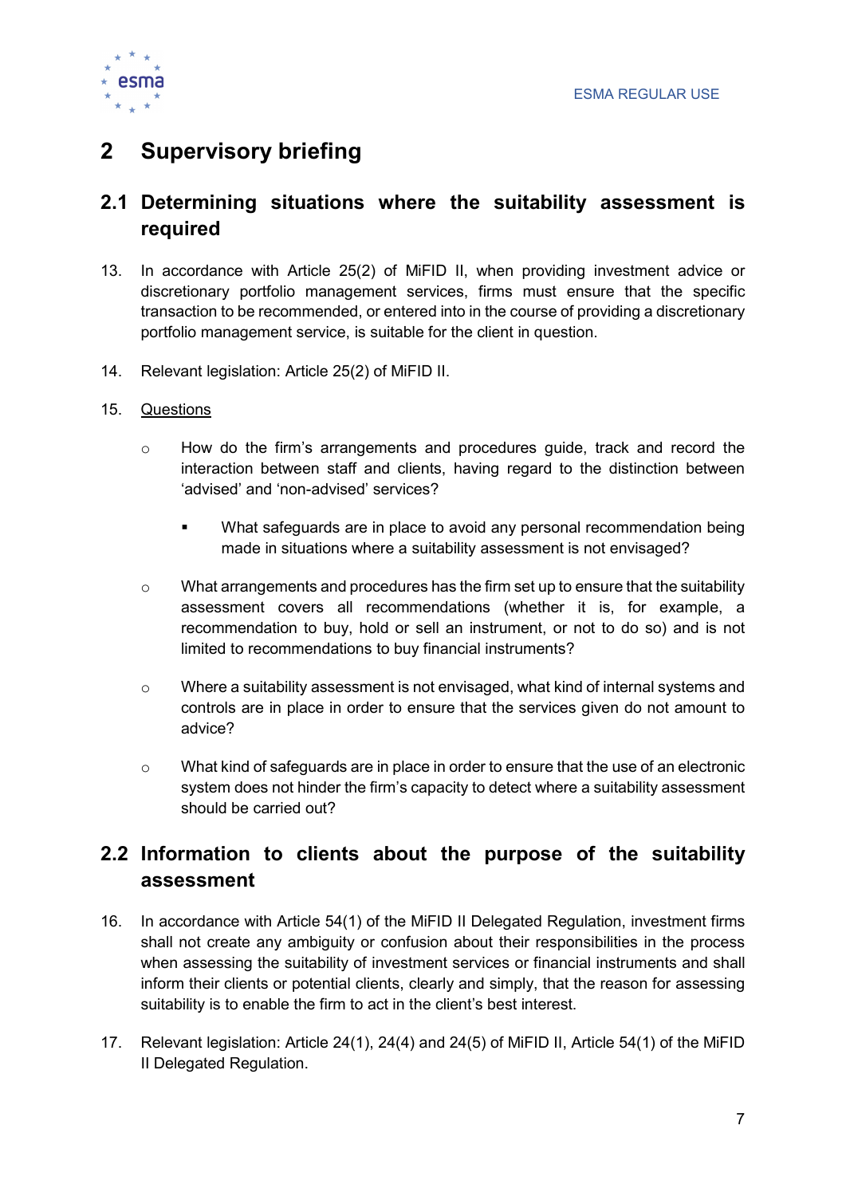# 2 Supervisory briefing

## 2.1 Determining situations where the suitability assessment is required

13. In accordance with Article 25(2) of MiFID II, when providing investment advice or discretionary portfolio management services, firms must ensure that the specific transaction to be recommended, or entered into in the course of providing a discretionary portfolio management service, is suitable for the client in question.

14. Relevant legislation: Article 25(2) of MiFID II.

15. <u>Questions</u>

    - How do the firm's arrangements and procedures guide, track and record the interaction between staff and clients, having regard to the distinction between 'advised' and 'non-advised' services?

        - What safeguards are in place to avoid any personal recommendation being made in situations where a suitability assessment is not envisaged?

    - What arrangements and procedures has the firm set up to ensure that the suitability assessment covers all recommendations (whether it is, for example, a recommendation to buy, hold or sell an instrument, or not to do so) and is not limited to recommendations to buy financial instruments?

    - Where a suitability assessment is not envisaged, what kind of internal systems and controls are in place in order to ensure that the services given do not amount to advice?

    - What kind of safeguards are in place in order to ensure that the use of an electronic system does not hinder the firm's capacity to detect where a suitability assessment should be carried out?

## 2.2 Information to clients about the purpose of the suitability assessment

16. In accordance with Article 54(1) of the MiFID II Delegated Regulation, investment firms shall not create any ambiguity or confusion about their responsibilities in the process when assessing the suitability of investment services or financial instruments and shall inform their clients or potential clients, clearly and simply, that the reason for assessing suitability is to enable the firm to act in the client's best interest.

17. Relevant legislation: Article 24(1), 24(4) and 24(5) of MiFID II, Article 54(1) of the MiFID II Delegated Regulation.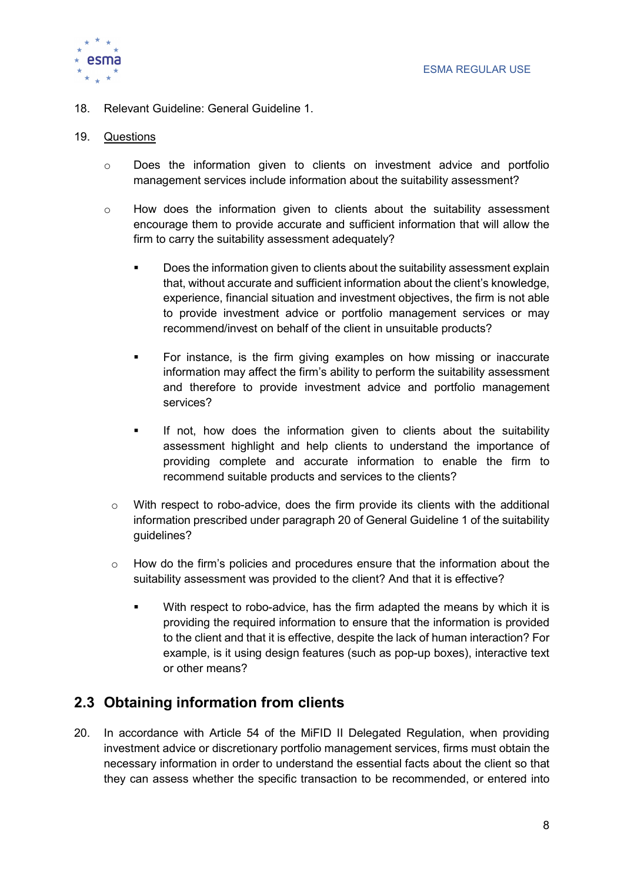18. Relevant Guideline: General Guideline 1.

19. Questions

   - Does the information given to clients on investment advice and portfolio management services include information about the suitability assessment?

   - How does the information given to clients about the suitability assessment encourage them to provide accurate and sufficient information that will allow the firm to carry the suitability assessment adequately?

     - Does the information given to clients about the suitability assessment explain that, without accurate and sufficient information about the client's knowledge, experience, financial situation and investment objectives, the firm is not able to provide investment advice or portfolio management services or may recommend/invest on behalf of the client in unsuitable products?

     - For instance, is the firm giving examples on how missing or inaccurate information may affect the firm's ability to perform the suitability assessment and therefore to provide investment advice and portfolio management services?

     - If not, how does the information given to clients about the suitability assessment highlight and help clients to understand the importance of providing complete and accurate information to enable the firm to recommend suitable products and services to the clients?

   - With respect to robo-advice, does the firm provide its clients with the additional information prescribed under paragraph 20 of General Guideline 1 of the suitability guidelines?

   - How do the firm's policies and procedures ensure that the information about the suitability assessment was provided to the client? And that it is effective?

     - With respect to robo-advice, has the firm adapted the means by which it is providing the required information to ensure that the information is provided to the client and that it is effective, despite the lack of human interaction? For example, is it using design features (such as pop-up boxes), interactive text or other means?

## 2.3 Obtaining information from clients

20. In accordance with Article 54 of the MiFID II Delegated Regulation, when providing investment advice or discretionary portfolio management services, firms must obtain the necessary information in order to understand the essential facts about the client so that they can assess whether the specific transaction to be recommended, or entered into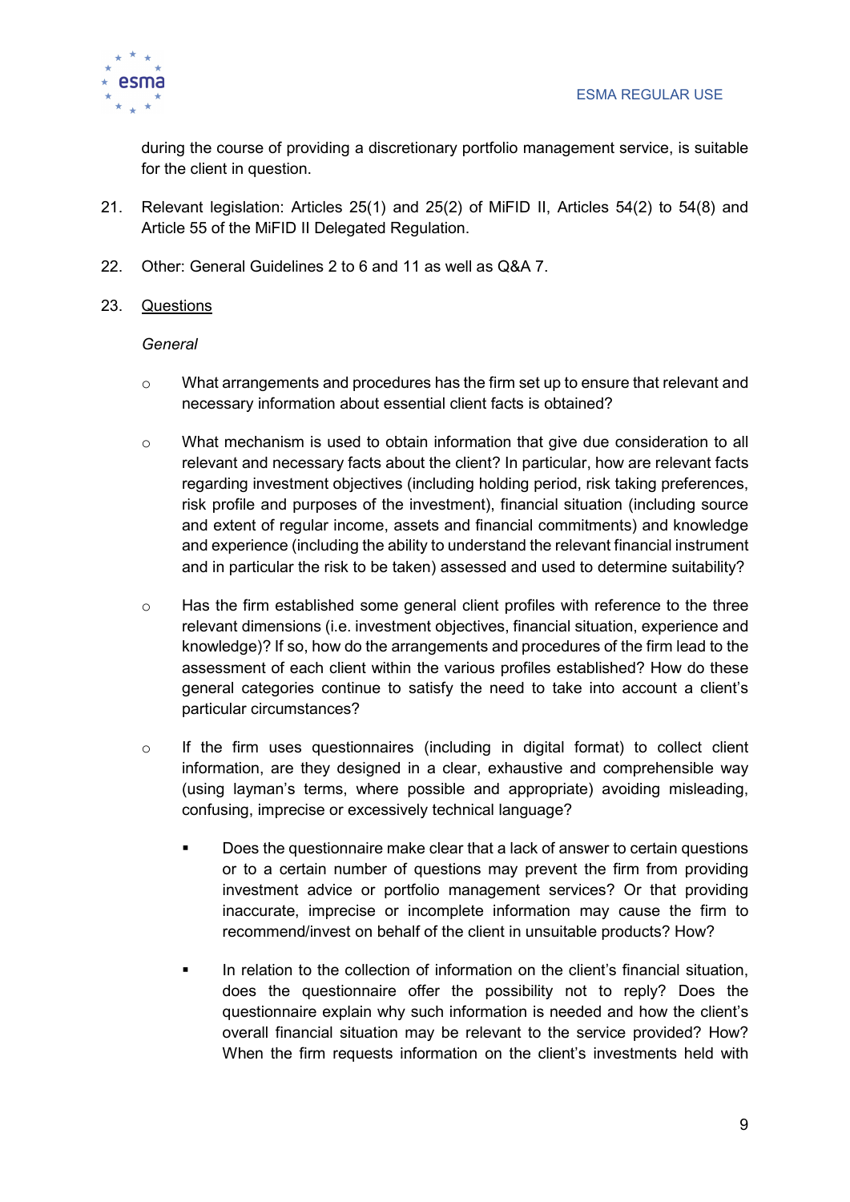during the course of providing a discretionary portfolio management service, is suitable for the client in question.

21. Relevant legislation: Articles 25(1) and 25(2) of MiFID II, Articles 54(2) to 54(8) and Article 55 of the MiFID II Delegated Regulation.

22. Other: General Guidelines 2 to 6 and 11 as well as Q&A 7.

23. <u>Questions</u>

    *General*

    - What arrangements and procedures has the firm set up to ensure that relevant and necessary information about essential client facts is obtained?

    - What mechanism is used to obtain information that give due consideration to all relevant and necessary facts about the client? In particular, how are relevant facts regarding investment objectives (including holding period, risk taking preferences, risk profile and purposes of the investment), financial situation (including source and extent of regular income, assets and financial commitments) and knowledge and experience (including the ability to understand the relevant financial instrument and in particular the risk to be taken) assessed and used to determine suitability?

    - Has the firm established some general client profiles with reference to the three relevant dimensions (i.e. investment objectives, financial situation, experience and knowledge)? If so, how do the arrangements and procedures of the firm lead to the assessment of each client within the various profiles established? How do these general categories continue to satisfy the need to take into account a client's particular circumstances?

    - If the firm uses questionnaires (including in digital format) to collect client information, are they designed in a clear, exhaustive and comprehensible way (using layman's terms, where possible and appropriate) avoiding misleading, confusing, imprecise or excessively technical language?

        - Does the questionnaire make clear that a lack of answer to certain questions or to a certain number of questions may prevent the firm from providing investment advice or portfolio management services? Or that providing inaccurate, imprecise or incomplete information may cause the firm to recommend/invest on behalf of the client in unsuitable products? How?

        - In relation to the collection of information on the client's financial situation, does the questionnaire offer the possibility not to reply? Does the questionnaire explain why such information is needed and how the client's overall financial situation may be relevant to the service provided? How? When the firm requests information on the client's investments held with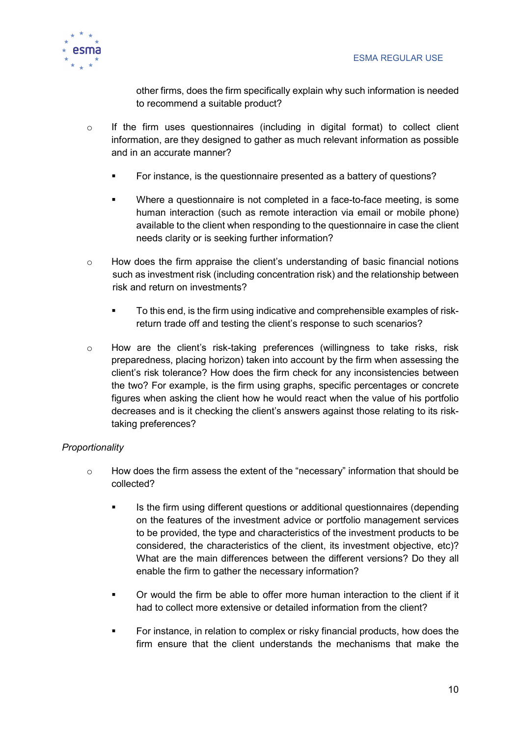other firms, does the firm specifically explain why such information is needed to recommend a suitable product?

- If the firm uses questionnaires (including in digital format) to collect client information, are they designed to gather as much relevant information as possible and in an accurate manner?
  - For instance, is the questionnaire presented as a battery of questions?
  - Where a questionnaire is not completed in a face-to-face meeting, is some human interaction (such as remote interaction via email or mobile phone) available to the client when responding to the questionnaire in case the client needs clarity or is seeking further information?
- How does the firm appraise the client's understanding of basic financial notions such as investment risk (including concentration risk) and the relationship between risk and return on investments?
  - To this end, is the firm using indicative and comprehensible examples of risk-return trade off and testing the client's response to such scenarios?
- How are the client's risk-taking preferences (willingness to take risks, risk preparedness, placing horizon) taken into account by the firm when assessing the client's risk tolerance? How does the firm check for any inconsistencies between the two? For example, is the firm using graphs, specific percentages or concrete figures when asking the client how he would react when the value of his portfolio decreases and is it checking the client's answers against those relating to its risk-taking preferences?

*Proportionality*

- How does the firm assess the extent of the "necessary" information that should be collected?
  - Is the firm using different questions or additional questionnaires (depending on the features of the investment advice or portfolio management services to be provided, the type and characteristics of the investment products to be considered, the characteristics of the client, its investment objective, etc)? What are the main differences between the different versions? Do they all enable the firm to gather the necessary information?
  - Or would the firm be able to offer more human interaction to the client if it had to collect more extensive or detailed information from the client?
  - For instance, in relation to complex or risky financial products, how does the firm ensure that the client understands the mechanisms that make the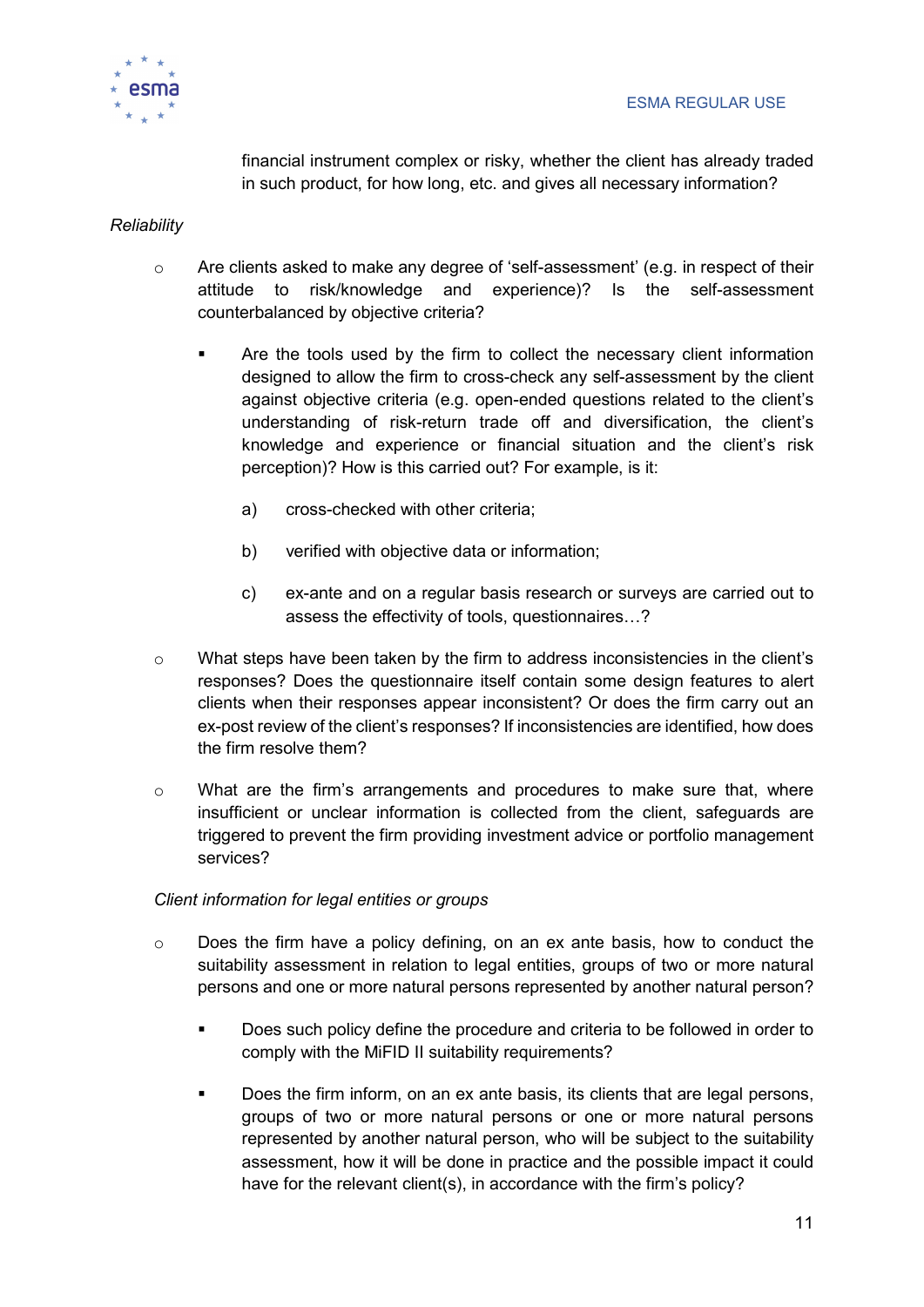financial instrument complex or risky, whether the client has already traded in such product, for how long, etc. and gives all necessary information?

*Reliability*

- Are clients asked to make any degree of 'self-assessment' (e.g. in respect of their attitude to risk/knowledge and experience)? Is the self-assessment counterbalanced by objective criteria?

    - Are the tools used by the firm to collect the necessary client information designed to allow the firm to cross-check any self-assessment by the client against objective criteria (e.g. open-ended questions related to the client's understanding of risk-return trade off and diversification, the client's knowledge and experience or financial situation and the client's risk perception)? How is this carried out? For example, is it:

        a) cross-checked with other criteria;

        b) verified with objective data or information;

        c) ex-ante and on a regular basis research or surveys are carried out to assess the effectivity of tools, questionnaires…?

- What steps have been taken by the firm to address inconsistencies in the client's responses? Does the questionnaire itself contain some design features to alert clients when their responses appear inconsistent? Or does the firm carry out an ex-post review of the client's responses? If inconsistencies are identified, how does the firm resolve them?

- What are the firm's arrangements and procedures to make sure that, where insufficient or unclear information is collected from the client, safeguards are triggered to prevent the firm providing investment advice or portfolio management services?

*Client information for legal entities or groups*

- Does the firm have a policy defining, on an ex ante basis, how to conduct the suitability assessment in relation to legal entities, groups of two or more natural persons and one or more natural persons represented by another natural person?

    - Does such policy define the procedure and criteria to be followed in order to comply with the MiFID II suitability requirements?

    - Does the firm inform, on an ex ante basis, its clients that are legal persons, groups of two or more natural persons or one or more natural persons represented by another natural person, who will be subject to the suitability assessment, how it will be done in practice and the possible impact it could have for the relevant client(s), in accordance with the firm's policy?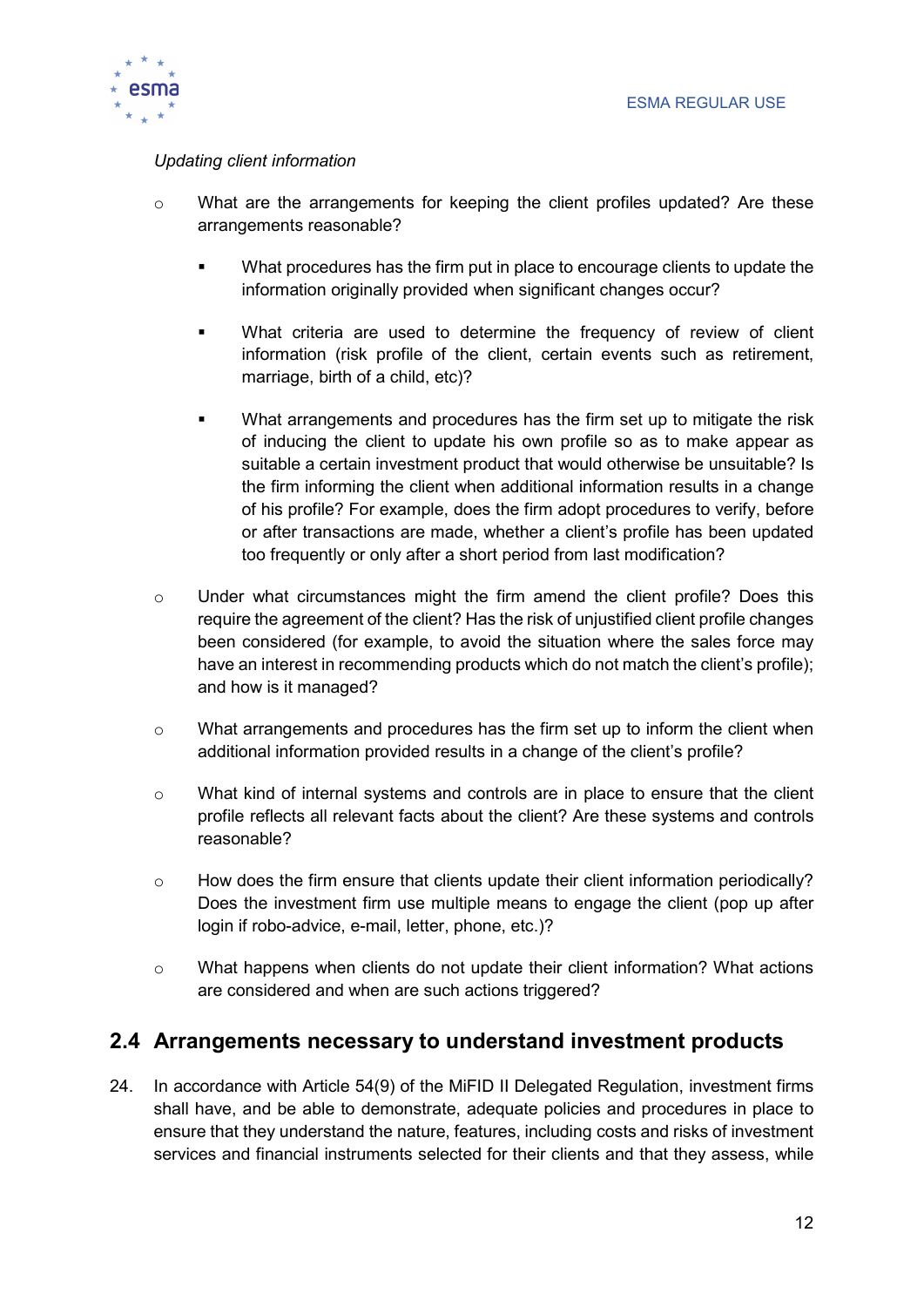*Updating client information*

- What are the arrangements for keeping the client profiles updated? Are these arrangements reasonable?
  - What procedures has the firm put in place to encourage clients to update the information originally provided when significant changes occur?
  - What criteria are used to determine the frequency of review of client information (risk profile of the client, certain events such as retirement, marriage, birth of a child, etc)?
  - What arrangements and procedures has the firm set up to mitigate the risk of inducing the client to update his own profile so as to make appear as suitable a certain investment product that would otherwise be unsuitable? Is the firm informing the client when additional information results in a change of his profile? For example, does the firm adopt procedures to verify, before or after transactions are made, whether a client's profile has been updated too frequently or only after a short period from last modification?
- Under what circumstances might the firm amend the client profile? Does this require the agreement of the client? Has the risk of unjustified client profile changes been considered (for example, to avoid the situation where the sales force may have an interest in recommending products which do not match the client's profile); and how is it managed?
- What arrangements and procedures has the firm set up to inform the client when additional information provided results in a change of the client's profile?
- What kind of internal systems and controls are in place to ensure that the client profile reflects all relevant facts about the client? Are these systems and controls reasonable?
- How does the firm ensure that clients update their client information periodically? Does the investment firm use multiple means to engage the client (pop up after login if robo-advice, e-mail, letter, phone, etc.)?
- What happens when clients do not update their client information? What actions are considered and when are such actions triggered?

## 2.4 Arrangements necessary to understand investment products

24. In accordance with Article 54(9) of the MiFID II Delegated Regulation, investment firms shall have, and be able to demonstrate, adequate policies and procedures in place to ensure that they understand the nature, features, including costs and risks of investment services and financial instruments selected for their clients and that they assess, while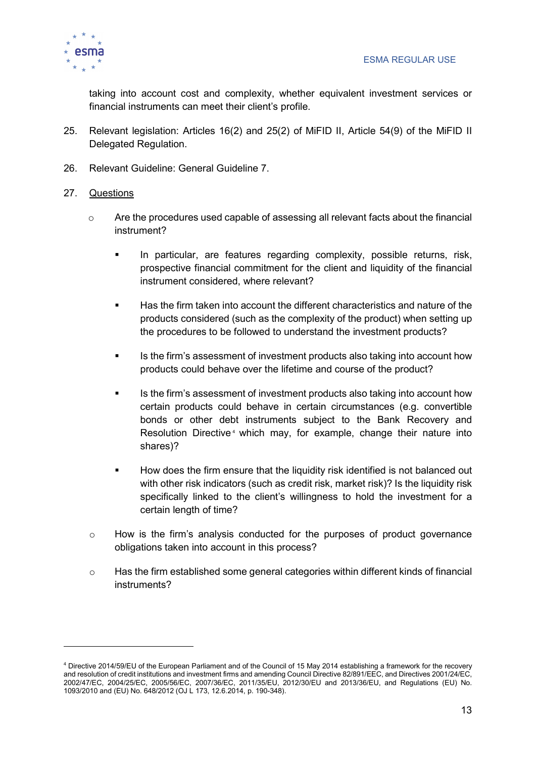taking into account cost and complexity, whether equivalent investment services or financial instruments can meet their client's profile.

25. Relevant legislation: Articles 16(2) and 25(2) of MiFID II, Article 54(9) of the MiFID II Delegated Regulation.

26. Relevant Guideline: General Guideline 7.

27. <u>Questions</u>

   - Are the procedures used capable of assessing all relevant facts about the financial instrument?

     - In particular, are features regarding complexity, possible returns, risk, prospective financial commitment for the client and liquidity of the financial instrument considered, where relevant?

     - Has the firm taken into account the different characteristics and nature of the products considered (such as the complexity of the product) when setting up the procedures to be followed to understand the investment products?

     - Is the firm's assessment of investment products also taking into account how products could behave over the lifetime and course of the product?

     - Is the firm's assessment of investment products also taking into account how certain products could behave in certain circumstances (e.g. convertible bonds or other debt instruments subject to the Bank Recovery and Resolution Directive[4] which may, for example, change their nature into shares)?

     - How does the firm ensure that the liquidity risk identified is not balanced out with other risk indicators (such as credit risk, market risk)? Is the liquidity risk specifically linked to the client's willingness to hold the investment for a certain length of time?

   - How is the firm's analysis conducted for the purposes of product governance obligations taken into account in this process?

   - Has the firm established some general categories within different kinds of financial instruments?

---

[4] Directive 2014/59/EU of the European Parliament and of the Council of 15 May 2014 establishing a framework for the recovery and resolution of credit institutions and investment firms and amending Council Directive 82/891/EEC, and Directives 2001/24/EC, 2002/47/EC, 2004/25/EC, 2005/56/EC, 2007/36/EC, 2011/35/EU, 2012/30/EU and 2013/36/EU, and Regulations (EU) No. 1093/2010 and (EU) No. 648/2012 (OJ L 173, 12.6.2014, p. 190-348).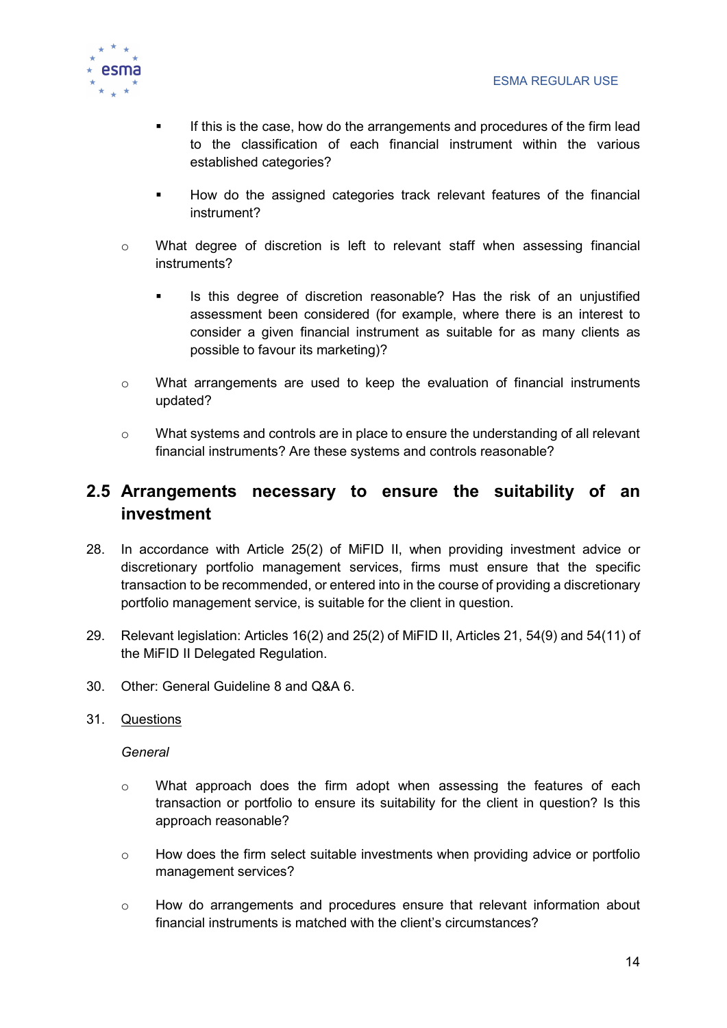- If this is the case, how do the arrangements and procedures of the firm lead to the classification of each financial instrument within the various established categories?

        - How do the assigned categories track relevant features of the financial instrument?

    - What degree of discretion is left to relevant staff when assessing financial instruments?

        - Is this degree of discretion reasonable? Has the risk of an unjustified assessment been considered (for example, where there is an interest to consider a given financial instrument as suitable for as many clients as possible to favour its marketing)?

    - What arrangements are used to keep the evaluation of financial instruments updated?

    - What systems and controls are in place to ensure the understanding of all relevant financial instruments? Are these systems and controls reasonable?

## 2.5 Arrangements necessary to ensure the suitability of an investment

28. In accordance with Article 25(2) of MiFID II, when providing investment advice or discretionary portfolio management services, firms must ensure that the specific transaction to be recommended, or entered into in the course of providing a discretionary portfolio management service, is suitable for the client in question.

29. Relevant legislation: Articles 16(2) and 25(2) of MiFID II, Articles 21, 54(9) and 54(11) of the MiFID II Delegated Regulation.

30. Other: General Guideline 8 and Q&A 6.

31. Questions

    *General*

    - What approach does the firm adopt when assessing the features of each transaction or portfolio to ensure its suitability for the client in question? Is this approach reasonable?

    - How does the firm select suitable investments when providing advice or portfolio management services?

    - How do arrangements and procedures ensure that relevant information about financial instruments is matched with the client's circumstances?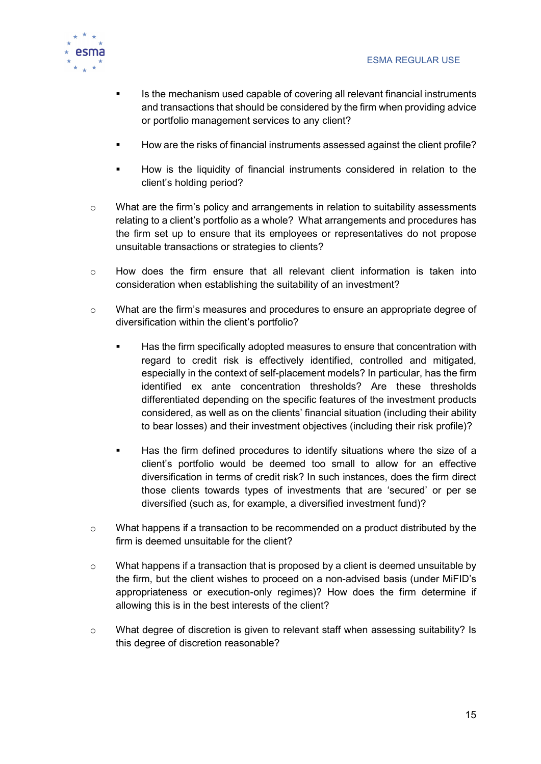- Is the mechanism used capable of covering all relevant financial instruments and transactions that should be considered by the firm when providing advice or portfolio management services to any client?

    - How are the risks of financial instruments assessed against the client profile?

    - How is the liquidity of financial instruments considered in relation to the client's holding period?

- What are the firm's policy and arrangements in relation to suitability assessments relating to a client's portfolio as a whole? What arrangements and procedures has the firm set up to ensure that its employees or representatives do not propose unsuitable transactions or strategies to clients?

- How does the firm ensure that all relevant client information is taken into consideration when establishing the suitability of an investment?

- What are the firm's measures and procedures to ensure an appropriate degree of diversification within the client's portfolio?

    - Has the firm specifically adopted measures to ensure that concentration with regard to credit risk is effectively identified, controlled and mitigated, especially in the context of self-placement models? In particular, has the firm identified ex ante concentration thresholds? Are these thresholds differentiated depending on the specific features of the investment products considered, as well as on the clients' financial situation (including their ability to bear losses) and their investment objectives (including their risk profile)?

    - Has the firm defined procedures to identify situations where the size of a client's portfolio would be deemed too small to allow for an effective diversification in terms of credit risk? In such instances, does the firm direct those clients towards types of investments that are 'secured' or per se diversified (such as, for example, a diversified investment fund)?

- What happens if a transaction to be recommended on a product distributed by the firm is deemed unsuitable for the client?

- What happens if a transaction that is proposed by a client is deemed unsuitable by the firm, but the client wishes to proceed on a non-advised basis (under MiFID's appropriateness or execution-only regimes)? How does the firm determine if allowing this is in the best interests of the client?

- What degree of discretion is given to relevant staff when assessing suitability? Is this degree of discretion reasonable?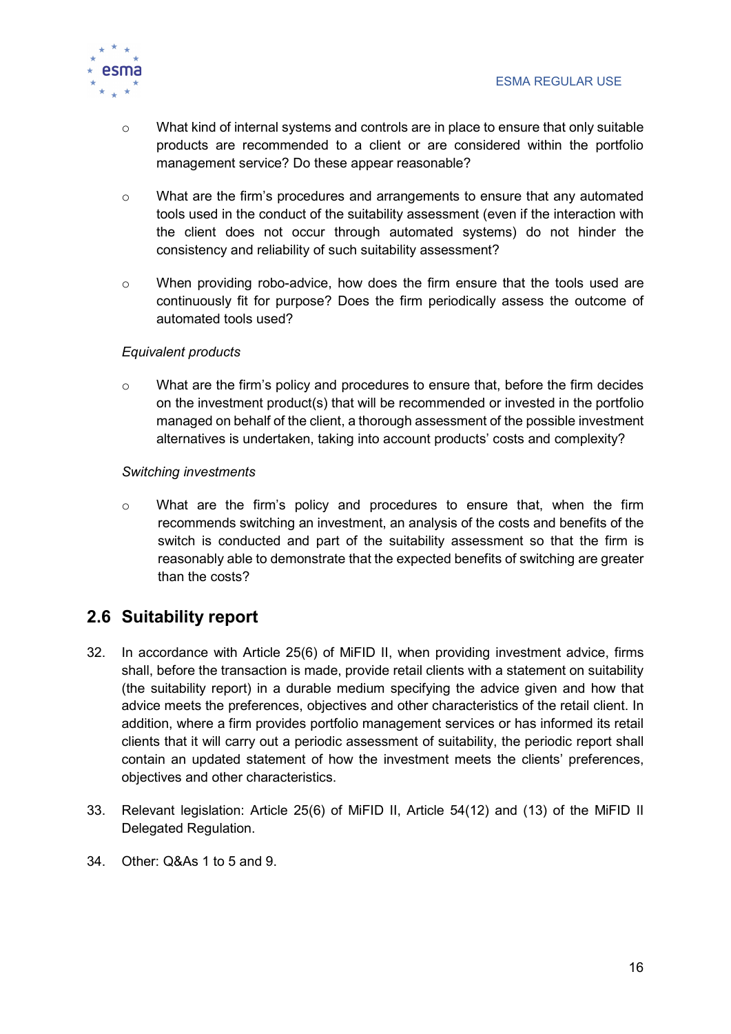- What kind of internal systems and controls are in place to ensure that only suitable products are recommended to a client or are considered within the portfolio management service? Do these appear reasonable?

- What are the firm's procedures and arrangements to ensure that any automated tools used in the conduct of the suitability assessment (even if the interaction with the client does not occur through automated systems) do not hinder the consistency and reliability of such suitability assessment?

- When providing robo-advice, how does the firm ensure that the tools used are continuously fit for purpose? Does the firm periodically assess the outcome of automated tools used?

*Equivalent products*

- What are the firm's policy and procedures to ensure that, before the firm decides on the investment product(s) that will be recommended or invested in the portfolio managed on behalf of the client, a thorough assessment of the possible investment alternatives is undertaken, taking into account products' costs and complexity?

*Switching investments*

- What are the firm's policy and procedures to ensure that, when the firm recommends switching an investment, an analysis of the costs and benefits of the switch is conducted and part of the suitability assessment so that the firm is reasonably able to demonstrate that the expected benefits of switching are greater than the costs?

## 2.6 Suitability report

32. In accordance with Article 25(6) of MiFID II, when providing investment advice, firms shall, before the transaction is made, provide retail clients with a statement on suitability (the suitability report) in a durable medium specifying the advice given and how that advice meets the preferences, objectives and other characteristics of the retail client. In addition, where a firm provides portfolio management services or has informed its retail clients that it will carry out a periodic assessment of suitability, the periodic report shall contain an updated statement of how the investment meets the clients' preferences, objectives and other characteristics.

33. Relevant legislation: Article 25(6) of MiFID II, Article 54(12) and (13) of the MiFID II Delegated Regulation.

34. Other: Q&As 1 to 5 and 9.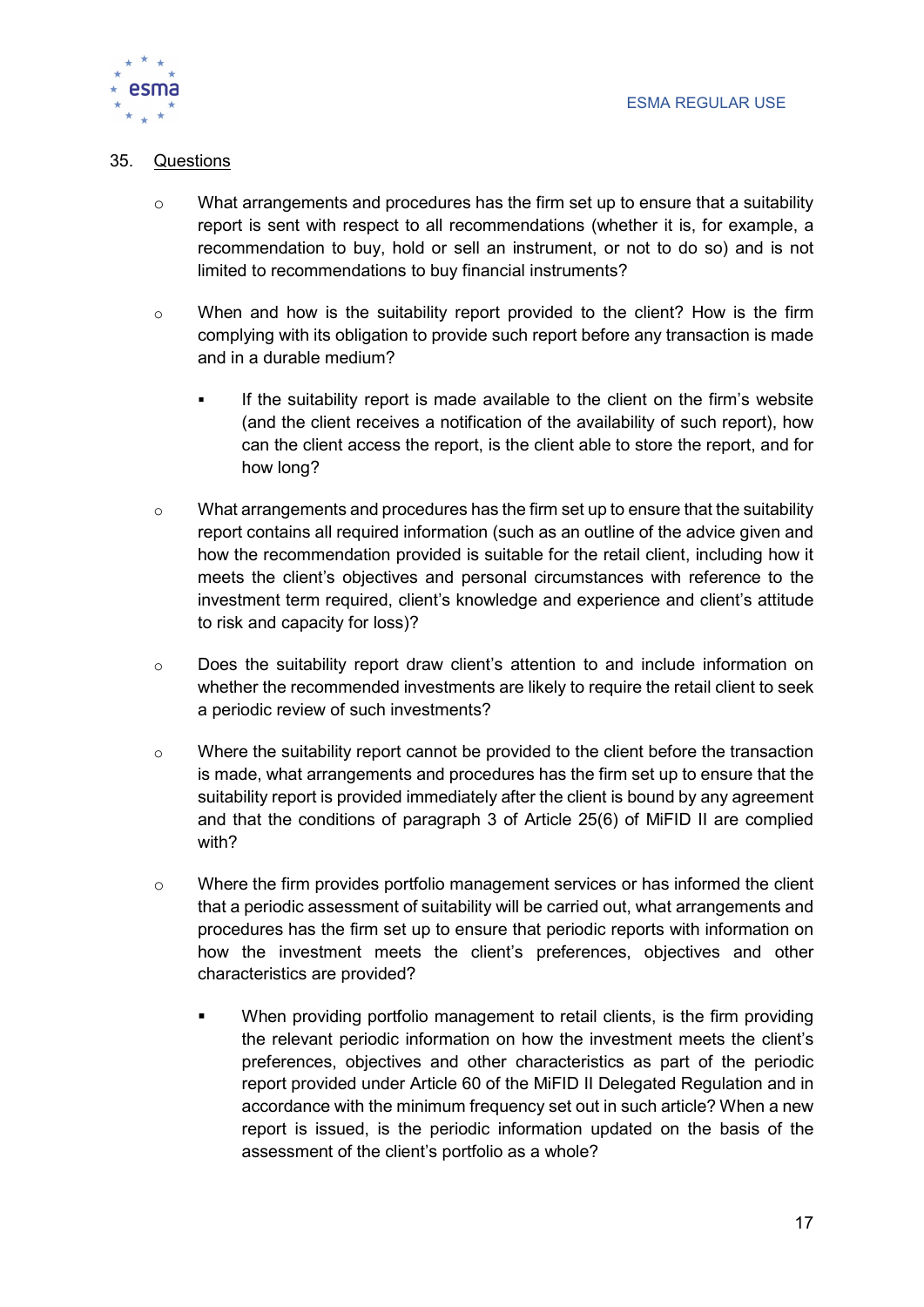35. Questions

- What arrangements and procedures has the firm set up to ensure that a suitability report is sent with respect to all recommendations (whether it is, for example, a recommendation to buy, hold or sell an instrument, or not to do so) and is not limited to recommendations to buy financial instruments?

- When and how is the suitability report provided to the client? How is the firm complying with its obligation to provide such report before any transaction is made and in a durable medium?

    - If the suitability report is made available to the client on the firm's website (and the client receives a notification of the availability of such report), how can the client access the report, is the client able to store the report, and for how long?

- What arrangements and procedures has the firm set up to ensure that the suitability report contains all required information (such as an outline of the advice given and how the recommendation provided is suitable for the retail client, including how it meets the client's objectives and personal circumstances with reference to the investment term required, client's knowledge and experience and client's attitude to risk and capacity for loss)?

- Does the suitability report draw client's attention to and include information on whether the recommended investments are likely to require the retail client to seek a periodic review of such investments?

- Where the suitability report cannot be provided to the client before the transaction is made, what arrangements and procedures has the firm set up to ensure that the suitability report is provided immediately after the client is bound by any agreement and that the conditions of paragraph 3 of Article 25(6) of MiFID II are complied with?

- Where the firm provides portfolio management services or has informed the client that a periodic assessment of suitability will be carried out, what arrangements and procedures has the firm set up to ensure that periodic reports with information on how the investment meets the client's preferences, objectives and other characteristics are provided?

    - When providing portfolio management to retail clients, is the firm providing the relevant periodic information on how the investment meets the client's preferences, objectives and other characteristics as part of the periodic report provided under Article 60 of the MiFID II Delegated Regulation and in accordance with the minimum frequency set out in such article? When a new report is issued, is the periodic information updated on the basis of the assessment of the client's portfolio as a whole?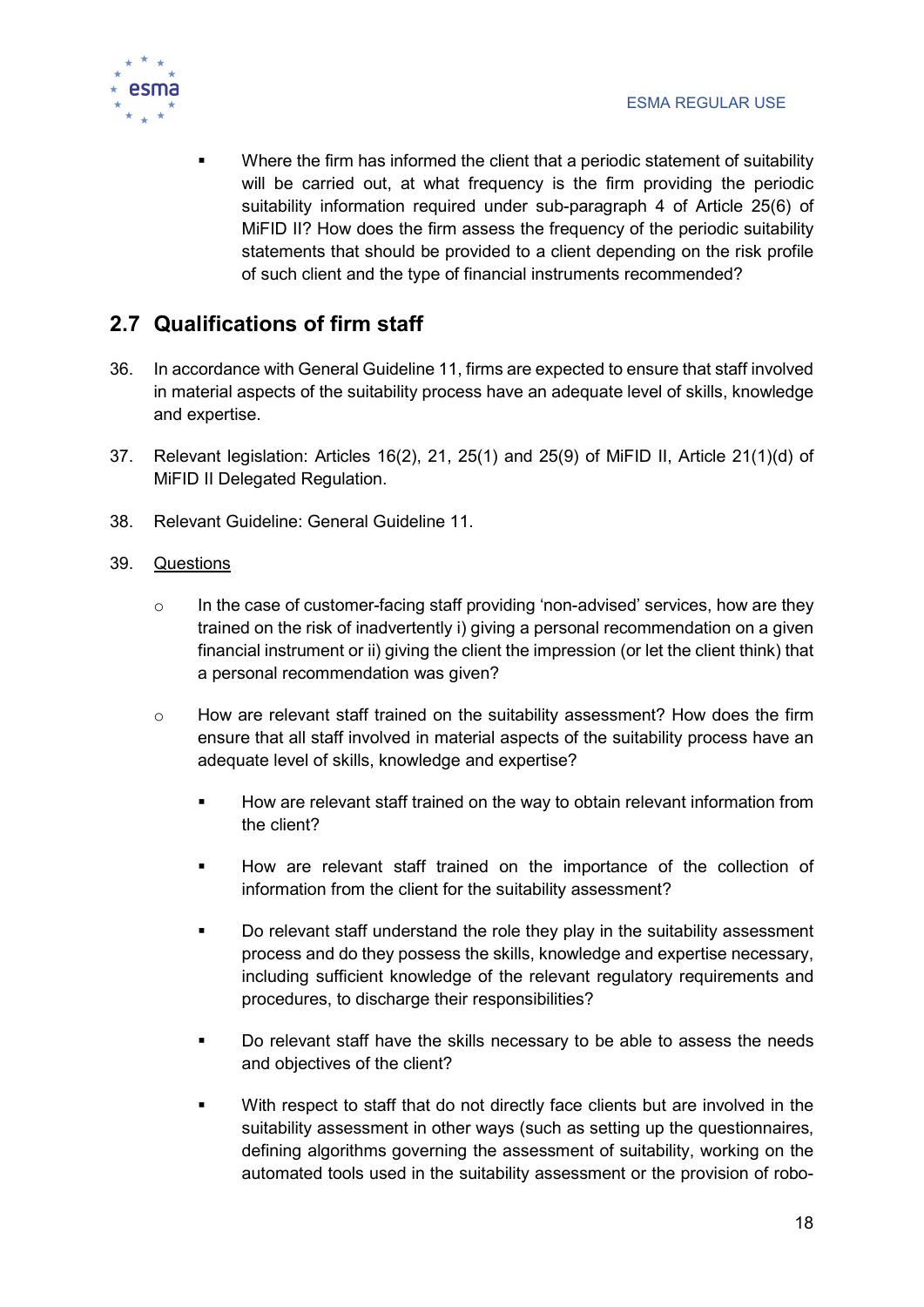- Where the firm has informed the client that a periodic statement of suitability will be carried out, at what frequency is the firm providing the periodic suitability information required under sub-paragraph 4 of Article 25(6) of MiFID II? How does the firm assess the frequency of the periodic suitability statements that should be provided to a client depending on the risk profile of such client and the type of financial instruments recommended?

## 2.7 Qualifications of firm staff

36. In accordance with General Guideline 11, firms are expected to ensure that staff involved in material aspects of the suitability process have an adequate level of skills, knowledge and expertise.

37. Relevant legislation: Articles 16(2), 21, 25(1) and 25(9) of MiFID II, Article 21(1)(d) of MiFID II Delegated Regulation.

38. Relevant Guideline: General Guideline 11.

39. Questions

    - In the case of customer-facing staff providing 'non-advised' services, how are they trained on the risk of inadvertently i) giving a personal recommendation on a given financial instrument or ii) giving the client the impression (or let the client think) that a personal recommendation was given?

    - How are relevant staff trained on the suitability assessment? How does the firm ensure that all staff involved in material aspects of the suitability process have an adequate level of skills, knowledge and expertise?

        - How are relevant staff trained on the way to obtain relevant information from the client?

        - How are relevant staff trained on the importance of the collection of information from the client for the suitability assessment?

        - Do relevant staff understand the role they play in the suitability assessment process and do they possess the skills, knowledge and expertise necessary, including sufficient knowledge of the relevant regulatory requirements and procedures, to discharge their responsibilities?

        - Do relevant staff have the skills necessary to be able to assess the needs and objectives of the client?

        - With respect to staff that do not directly face clients but are involved in the suitability assessment in other ways (such as setting up the questionnaires, defining algorithms governing the assessment of suitability, working on the automated tools used in the suitability assessment or the provision of robo-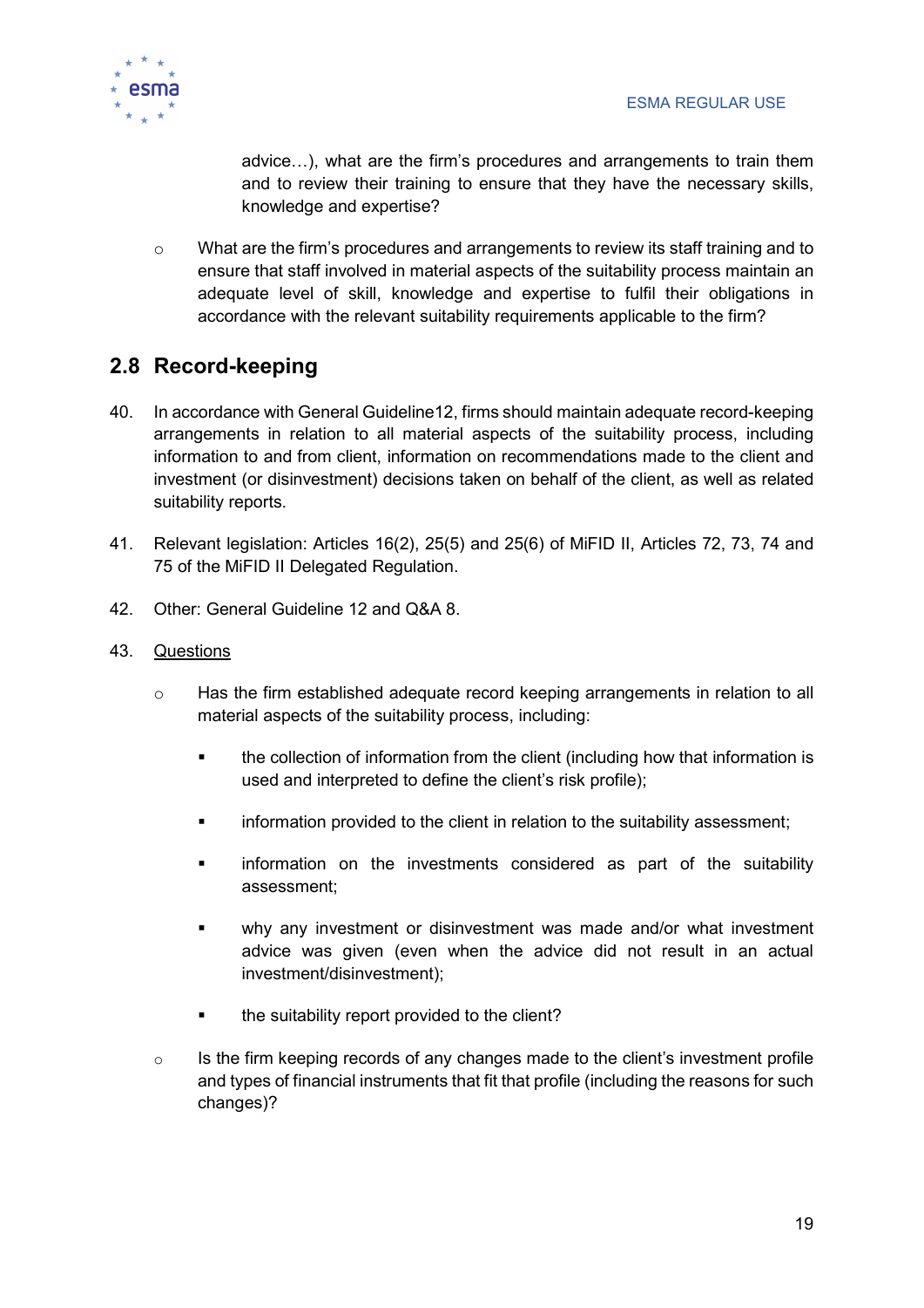advice…), what are the firm's procedures and arrangements to train them and to review their training to ensure that they have the necessary skills, knowledge and expertise?

- What are the firm's procedures and arrangements to review its staff training and to ensure that staff involved in material aspects of the suitability process maintain an adequate level of skill, knowledge and expertise to fulfil their obligations in accordance with the relevant suitability requirements applicable to the firm?

## 2.8 Record-keeping

40. In accordance with General Guideline12, firms should maintain adequate record-keeping arrangements in relation to all material aspects of the suitability process, including information to and from client, information on recommendations made to the client and investment (or disinvestment) decisions taken on behalf of the client, as well as related suitability reports.

41. Relevant legislation: Articles 16(2), 25(5) and 25(6) of MiFID II, Articles 72, 73, 74 and 75 of the MiFID II Delegated Regulation.

42. Other: General Guideline 12 and Q&A 8.

43. <u>Questions</u>

    - Has the firm established adequate record keeping arrangements in relation to all material aspects of the suitability process, including:

        - the collection of information from the client (including how that information is used and interpreted to define the client's risk profile);

        - information provided to the client in relation to the suitability assessment;

        - information on the investments considered as part of the suitability assessment;

        - why any investment or disinvestment was made and/or what investment advice was given (even when the advice did not result in an actual investment/disinvestment);

        - the suitability report provided to the client?

    - Is the firm keeping records of any changes made to the client's investment profile and types of financial instruments that fit that profile (including the reasons for such changes)?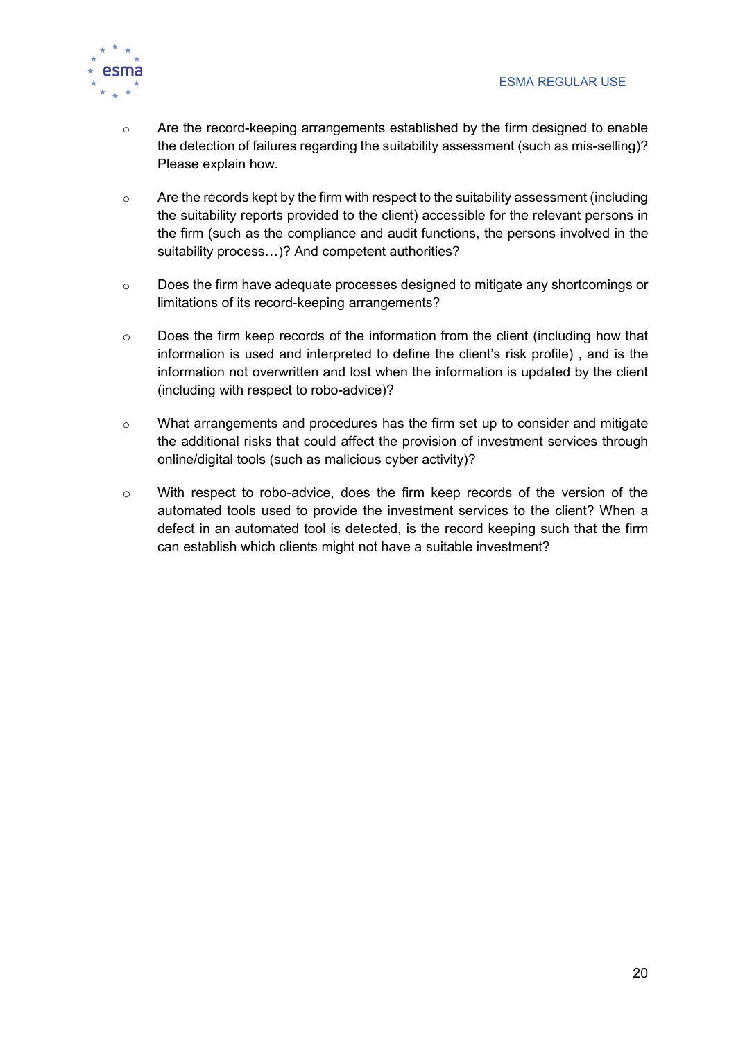- Are the record-keeping arrangements established by the firm designed to enable the detection of failures regarding the suitability assessment (such as mis-selling)? Please explain how.

- Are the records kept by the firm with respect to the suitability assessment (including the suitability reports provided to the client) accessible for the relevant persons in the firm (such as the compliance and audit functions, the persons involved in the suitability process…)? And competent authorities?

- Does the firm have adequate processes designed to mitigate any shortcomings or limitations of its record-keeping arrangements?

- Does the firm keep records of the information from the client (including how that information is used and interpreted to define the client's risk profile) , and is the information not overwritten and lost when the information is updated by the client (including with respect to robo-advice)?

- What arrangements and procedures has the firm set up to consider and mitigate the additional risks that could affect the provision of investment services through online/digital tools (such as malicious cyber activity)?

- With respect to robo-advice, does the firm keep records of the version of the automated tools used to provide the investment services to the client? When a defect in an automated tool is detected, is the record keeping such that the firm can establish which clients might not have a suitable investment?